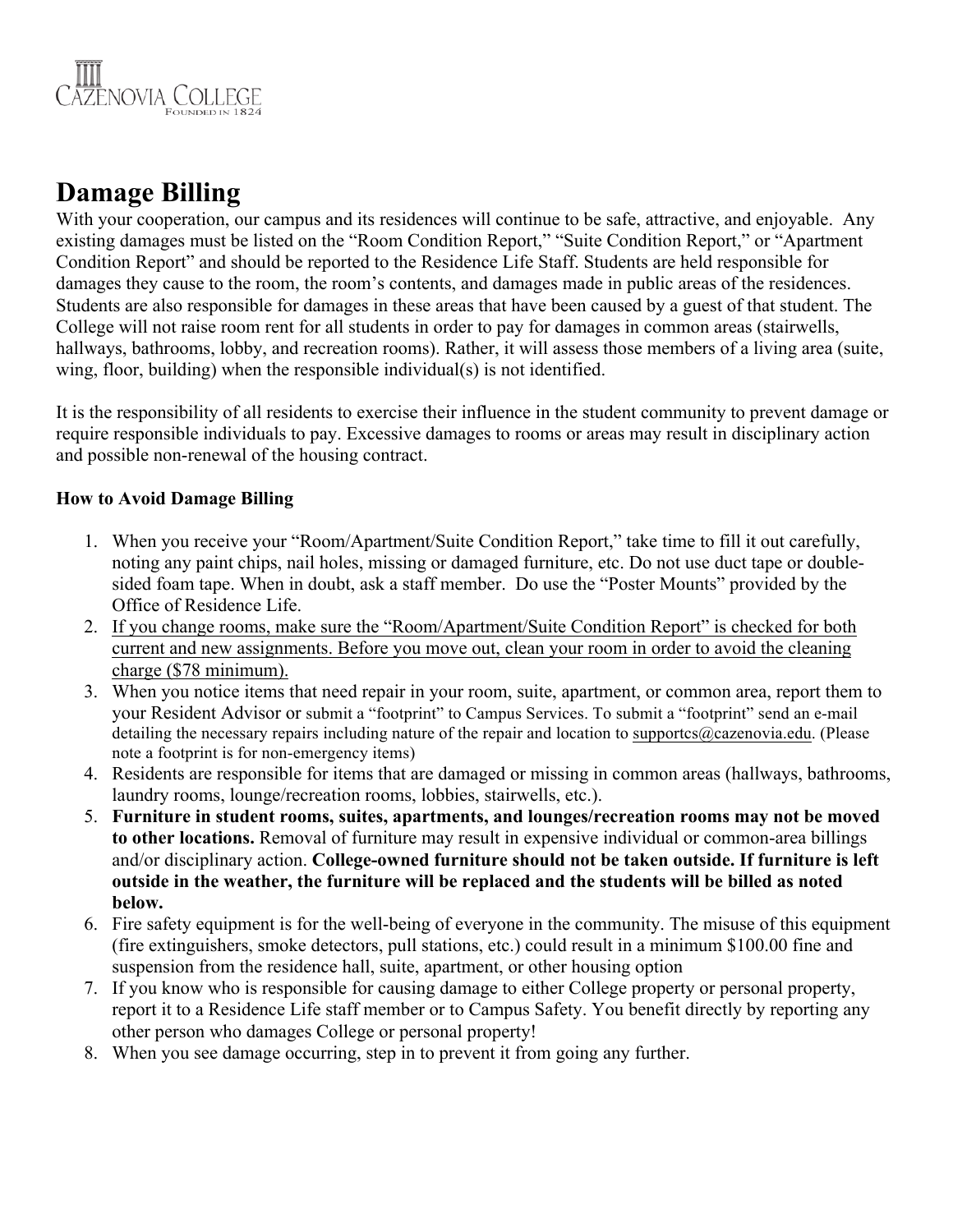CAZENOVIA COLLEGE
Founded in 1824

# Damage Billing

With your cooperation, our campus and its residences will continue to be safe, attractive, and enjoyable. Any existing damages must be listed on the "Room Condition Report," "Suite Condition Report," or "Apartment Condition Report" and should be reported to the Residence Life Staff. Students are held responsible for damages they cause to the room, the room's contents, and damages made in public areas of the residences. Students are also responsible for damages in these areas that have been caused by a guest of that student. The College will not raise room rent for all students in order to pay for damages in common areas (stairwells, hallways, bathrooms, lobby, and recreation rooms). Rather, it will assess those members of a living area (suite, wing, floor, building) when the responsible individual(s) is not identified.

It is the responsibility of all residents to exercise their influence in the student community to prevent damage or require responsible individuals to pay. Excessive damages to rooms or areas may result in disciplinary action and possible non-renewal of the housing contract.

**How to Avoid Damage Billing**

1. When you receive your "Room/Apartment/Suite Condition Report," take time to fill it out carefully, noting any paint chips, nail holes, missing or damaged furniture, etc. Do not use duct tape or double-sided foam tape. When in doubt, ask a staff member. Do use the "Poster Mounts" provided by the Office of Residence Life.
2. <u>If you change rooms, make sure the "Room/Apartment/Suite Condition Report" is checked for both current and new assignments. Before you move out, clean your room in order to avoid the cleaning charge ($78 minimum).</u>
3. When you notice items that need repair in your room, suite, apartment, or common area, report them to your Resident Advisor or submit a "footprint" to Campus Services. To submit a "footprint" send an e-mail detailing the necessary repairs including nature of the repair and location to supportcs@cazenovia.edu. (Please note a footprint is for non-emergency items)
4. Residents are responsible for items that are damaged or missing in common areas (hallways, bathrooms, laundry rooms, lounge/recreation rooms, lobbies, stairwells, etc.).
5. **Furniture in student rooms, suites, apartments, and lounges/recreation rooms may not be moved to other locations.** Removal of furniture may result in expensive individual or common-area billings and/or disciplinary action. **College-owned furniture should not be taken outside. If furniture is left outside in the weather, the furniture will be replaced and the students will be billed as noted below.**
6. Fire safety equipment is for the well-being of everyone in the community. The misuse of this equipment (fire extinguishers, smoke detectors, pull stations, etc.) could result in a minimum $100.00 fine and suspension from the residence hall, suite, apartment, or other housing option
7. If you know who is responsible for causing damage to either College property or personal property, report it to a Residence Life staff member or to Campus Safety. You benefit directly by reporting any other person who damages College or personal property!
8. When you see damage occurring, step in to prevent it from going any further.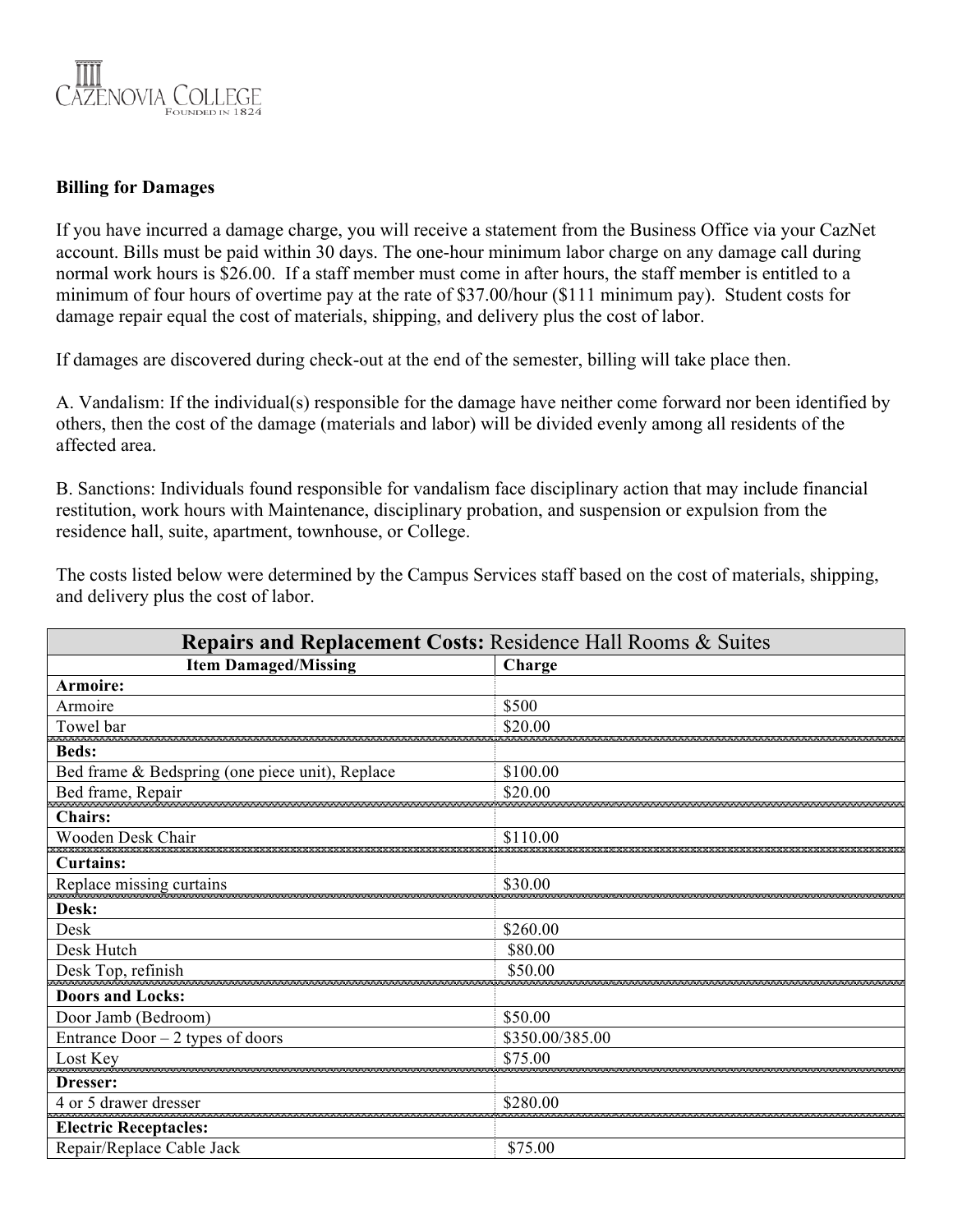Cazenovia College
Founded in 1824

**Billing for Damages**

If you have incurred a damage charge, you will receive a statement from the Business Office via your CazNet account. Bills must be paid within 30 days. The one-hour minimum labor charge on any damage call during normal work hours is $26.00. If a staff member must come in after hours, the staff member is entitled to a minimum of four hours of overtime pay at the rate of $37.00/hour ($111 minimum pay). Student costs for damage repair equal the cost of materials, shipping, and delivery plus the cost of labor.

If damages are discovered during check-out at the end of the semester, billing will take place then.

A. Vandalism: If the individual(s) responsible for the damage have neither come forward nor been identified by others, then the cost of the damage (materials and labor) will be divided evenly among all residents of the affected area.

B. Sanctions: Individuals found responsible for vandalism face disciplinary action that may include financial restitution, work hours with Maintenance, disciplinary probation, and suspension or expulsion from the residence hall, suite, apartment, townhouse, or College.

The costs listed below were determined by the Campus Services staff based on the cost of materials, shipping, and delivery plus the cost of labor.

| **Repairs and Replacement Costs:** Residence Hall Rooms & Suites | |
|---|---|
| **Item Damaged/Missing** | **Charge** |
| **Armoire:** | |
| Armoire | $500 |
| Towel bar | $20.00 |
| **Beds:** | |
| Bed frame & Bedspring (one piece unit), Replace | $100.00 |
| Bed frame, Repair | $20.00 |
| **Chairs:** | |
| Wooden Desk Chair | $110.00 |
| **Curtains:** | |
| Replace missing curtains | $30.00 |
| **Desk:** | |
| Desk | $260.00 |
| Desk Hutch | $80.00 |
| Desk Top, refinish | $50.00 |
| **Doors and Locks:** | |
| Door Jamb (Bedroom) | $50.00 |
| Entrance Door – 2 types of doors | $350.00/385.00 |
| Lost Key | $75.00 |
| **Dresser:** | |
| 4 or 5 drawer dresser | $280.00 |
| **Electric Receptacles:** | |
| Repair/Replace Cable Jack | $75.00 |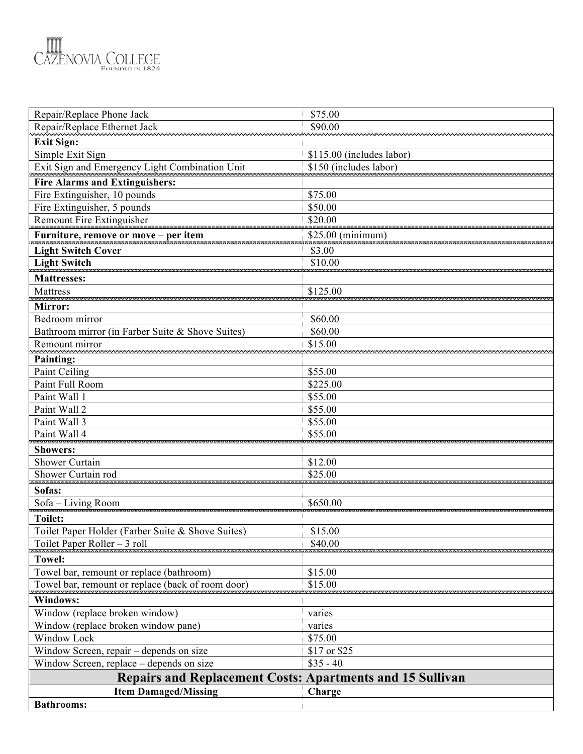| | |
|---|---|
| Repair/Replace Phone Jack | $75.00 |
| Repair/Replace Ethernet Jack | $90.00 |
| **Exit Sign:** | |
| Simple Exit Sign | $115.00 (includes labor) |
| Exit Sign and Emergency Light Combination Unit | $150 (includes labor) |
| **Fire Alarms and Extinguishers:** | |
| Fire Extinguisher, 10 pounds | $75.00 |
| Fire Extinguisher, 5 pounds | $50.00 |
| Remount Fire Extinguisher | $20.00 |
| **Furniture, remove or move – per item** | $25.00 (minimum) |
| **Light Switch Cover** | $3.00 |
| **Light Switch** | $10.00 |
| **Mattresses:** | |
| Mattress | $125.00 |
| **Mirror:** | |
| Bedroom mirror | $60.00 |
| Bathroom mirror (in Farber Suite & Shove Suites) | $60.00 |
| Remount mirror | $15.00 |
| **Painting:** | |
| Paint Ceiling | $55.00 |
| Paint Full Room | $225.00 |
| Paint Wall 1 | $55.00 |
| Paint Wall 2 | $55.00 |
| Paint Wall 3 | $55.00 |
| Paint Wall 4 | $55.00 |
| **Showers:** | |
| Shower Curtain | $12.00 |
| Shower Curtain rod | $25.00 |
| **Sofas:** | |
| Sofa – Living Room | $650.00 |
| **Toilet:** | |
| Toilet Paper Holder (Farber Suite & Shove Suites) | $15.00 |
| Toilet Paper Roller – 3 roll | $40.00 |
| **Towel:** | |
| Towel bar, remount or replace (bathroom) | $15.00 |
| Towel bar, remount or replace (back of room door) | $15.00 |
| **Windows:** | |
| Window (replace broken window) | varies |
| Window (replace broken window pane) | varies |
| Window Lock | $75.00 |
| Window Screen, repair – depends on size | $17 or $25 |
| Window Screen, replace – depends on size | $35 - 40 |

## Repairs and Replacement Costs: Apartments and 15 Sullivan

| Item Damaged/Missing | Charge |
|---|---|
| **Bathrooms:** | |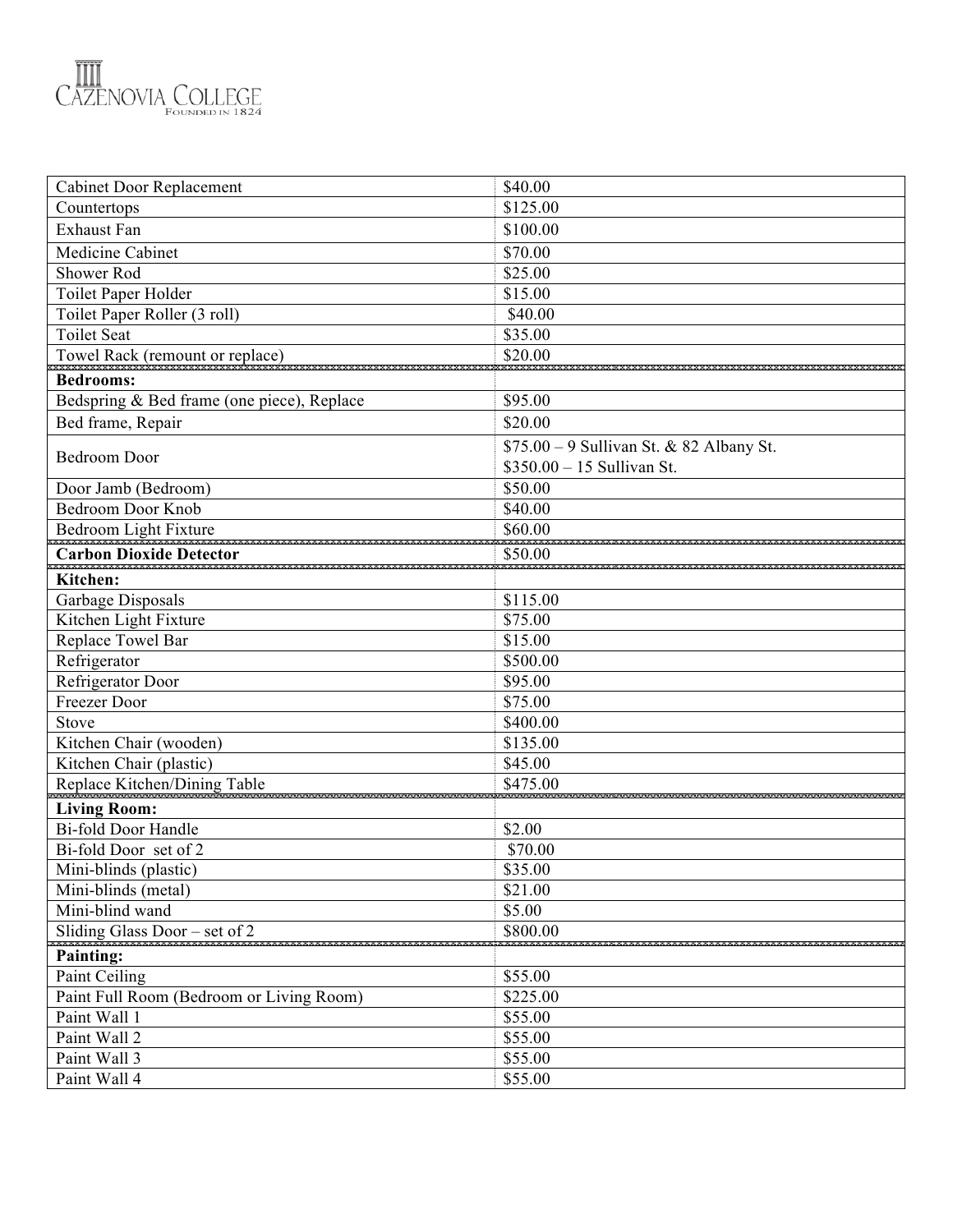| | |
|---|---|
| Cabinet Door Replacement | $40.00 |
| Countertops | $125.00 |
| Exhaust Fan | $100.00 |
| Medicine Cabinet | $70.00 |
| Shower Rod | $25.00 |
| Toilet Paper Holder | $15.00 |
| Toilet Paper Roller (3 roll) | $40.00 |
| Toilet Seat | $35.00 |
| Towel Rack (remount or replace) | $20.00 |
| **Bedrooms:** | |
| Bedspring & Bed frame (one piece), Replace | $95.00 |
| Bed frame, Repair | $20.00 |
| Bedroom Door | $75.00 – 9 Sullivan St. & 82 Albany St.<br>$350.00 – 15 Sullivan St. |
| Door Jamb (Bedroom) | $50.00 |
| Bedroom Door Knob | $40.00 |
| Bedroom Light Fixture | $60.00 |
| **Carbon Dioxide Detector** | $50.00 |
| **Kitchen:** | |
| Garbage Disposals | $115.00 |
| Kitchen Light Fixture | $75.00 |
| Replace Towel Bar | $15.00 |
| Refrigerator | $500.00 |
| Refrigerator Door | $95.00 |
| Freezer Door | $75.00 |
| Stove | $400.00 |
| Kitchen Chair (wooden) | $135.00 |
| Kitchen Chair (plastic) | $45.00 |
| Replace Kitchen/Dining Table | $475.00 |
| **Living Room:** | |
| Bi-fold Door Handle | $2.00 |
| Bi-fold Door set of 2 | $70.00 |
| Mini-blinds (plastic) | $35.00 |
| Mini-blinds (metal) | $21.00 |
| Mini-blind wand | $5.00 |
| Sliding Glass Door – set of 2 | $800.00 |
| **Painting:** | |
| Paint Ceiling | $55.00 |
| Paint Full Room (Bedroom or Living Room) | $225.00 |
| Paint Wall 1 | $55.00 |
| Paint Wall 2 | $55.00 |
| Paint Wall 3 | $55.00 |
| Paint Wall 4 | $55.00 |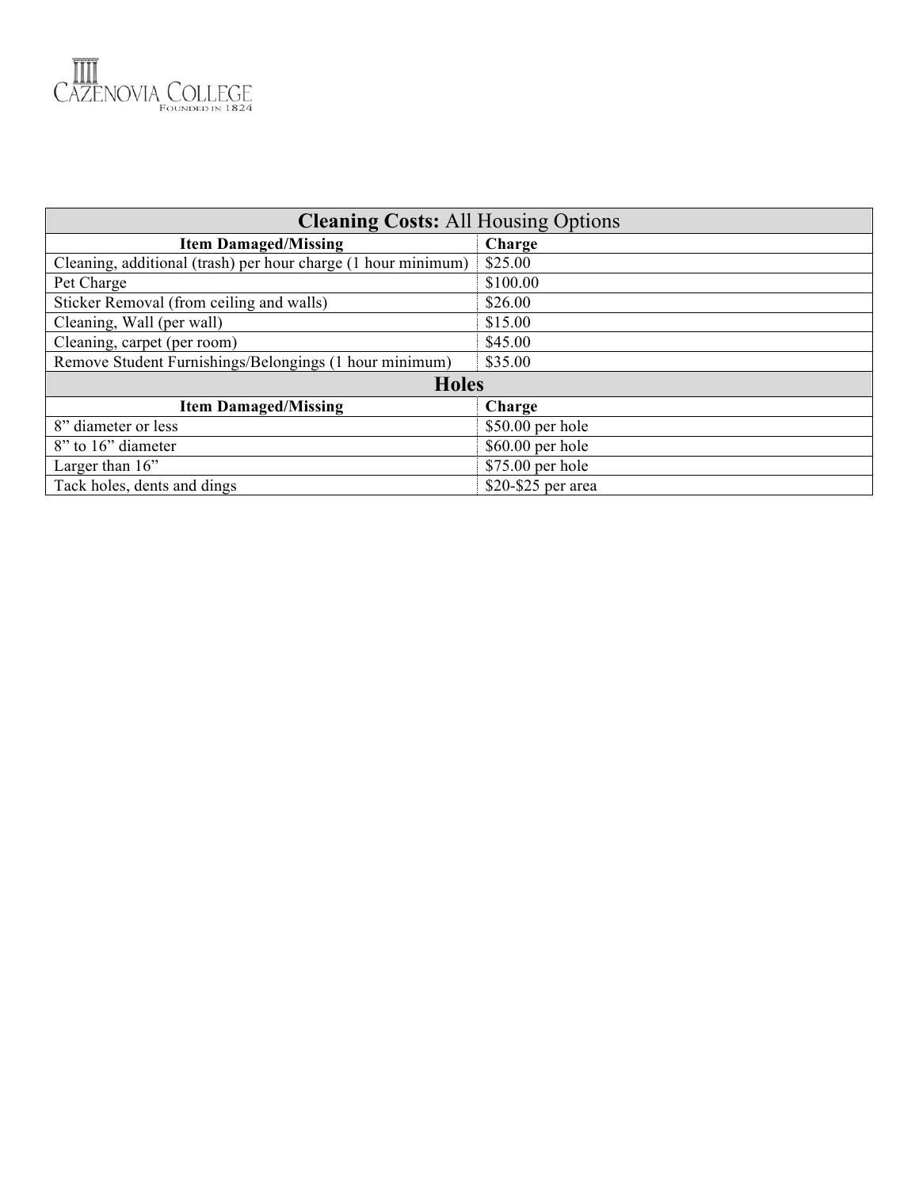| **Cleaning Costs:** All Housing Options | |
|---|---|
| **Item Damaged/Missing** | **Charge** |
| Cleaning, additional (trash) per hour charge (1 hour minimum) | $25.00 |
| Pet Charge | $100.00 |
| Sticker Removal (from ceiling and walls) | $26.00 |
| Cleaning, Wall (per wall) | $15.00 |
| Cleaning, carpet (per room) | $45.00 |
| Remove Student Furnishings/Belongings (1 hour minimum) | $35.00 |
| **Holes** | |
| **Item Damaged/Missing** | **Charge** |
| 8" diameter or less | $50.00 per hole |
| 8" to 16" diameter | $60.00 per hole |
| Larger than 16" | $75.00 per hole |
| Tack holes, dents and dings | $20-$25 per area |